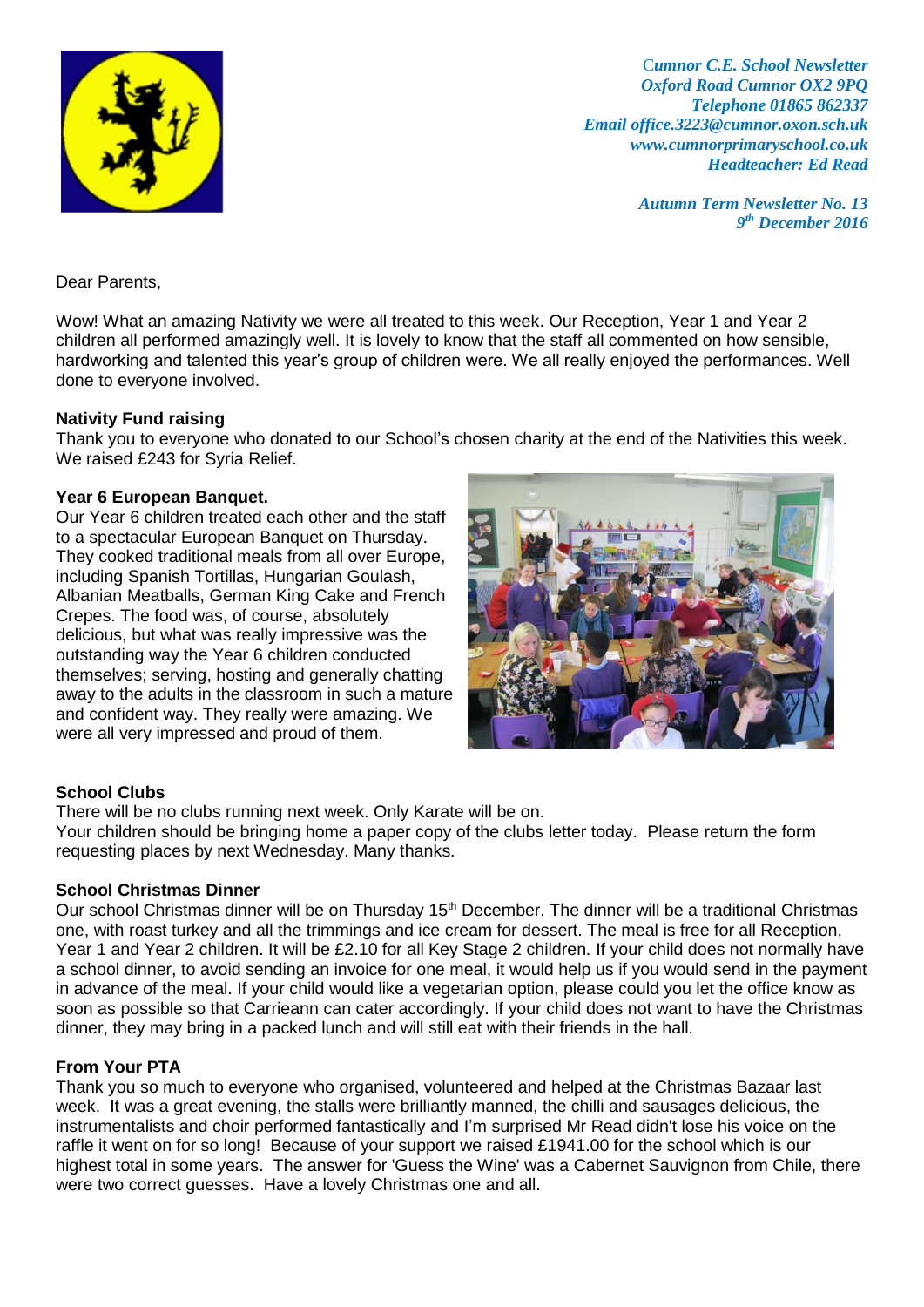*Cumnor C.E. School Newsletter*
*Oxford Road Cumnor OX2 9PQ*
*Telephone 01865 862337*
*Email office.3223@cumnor.oxon.sch.uk*
*www.cumnorprimaryschool.co.uk*
*Headteacher: Ed Read*

*Autumn Term Newsletter No. 13*
*9th December 2016*

Dear Parents,

Wow! What an amazing Nativity we were all treated to this week. Our Reception, Year 1 and Year 2 children all performed amazingly well. It is lovely to know that the staff all commented on how sensible, hardworking and talented this year's group of children were. We all really enjoyed the performances. Well done to everyone involved.

**Nativity Fund raising**

Thank you to everyone who donated to our School's chosen charity at the end of the Nativities this week. We raised £243 for Syria Relief.

**Year 6 European Banquet.**

Our Year 6 children treated each other and the staff to a spectacular European Banquet on Thursday. They cooked traditional meals from all over Europe, including Spanish Tortillas, Hungarian Goulash, Albanian Meatballs, German King Cake and French Crepes. The food was, of course, absolutely delicious, but what was really impressive was the outstanding way the Year 6 children conducted themselves; serving, hosting and generally chatting away to the adults in the classroom in such a mature and confident way. They really were amazing. We were all very impressed and proud of them.

**School Clubs**

There will be no clubs running next week. Only Karate will be on.
Your children should be bringing home a paper copy of the clubs letter today. Please return the form requesting places by next Wednesday. Many thanks.

**School Christmas Dinner**

Our school Christmas dinner will be on Thursday 15th December. The dinner will be a traditional Christmas one, with roast turkey and all the trimmings and ice cream for dessert. The meal is free for all Reception, Year 1 and Year 2 children. It will be £2.10 for all Key Stage 2 children. If your child does not normally have a school dinner, to avoid sending an invoice for one meal, it would help us if you would send in the payment in advance of the meal. If your child would like a vegetarian option, please could you let the office know as soon as possible so that Carrieann can cater accordingly. If your child does not want to have the Christmas dinner, they may bring in a packed lunch and will still eat with their friends in the hall.

**From Your PTA**

Thank you so much to everyone who organised, volunteered and helped at the Christmas Bazaar last week. It was a great evening, the stalls were brilliantly manned, the chilli and sausages delicious, the instrumentalists and choir performed fantastically and I'm surprised Mr Read didn't lose his voice on the raffle it went on for so long! Because of your support we raised £1941.00 for the school which is our highest total in some years. The answer for 'Guess the Wine' was a Cabernet Sauvignon from Chile, there were two correct guesses. Have a lovely Christmas one and all.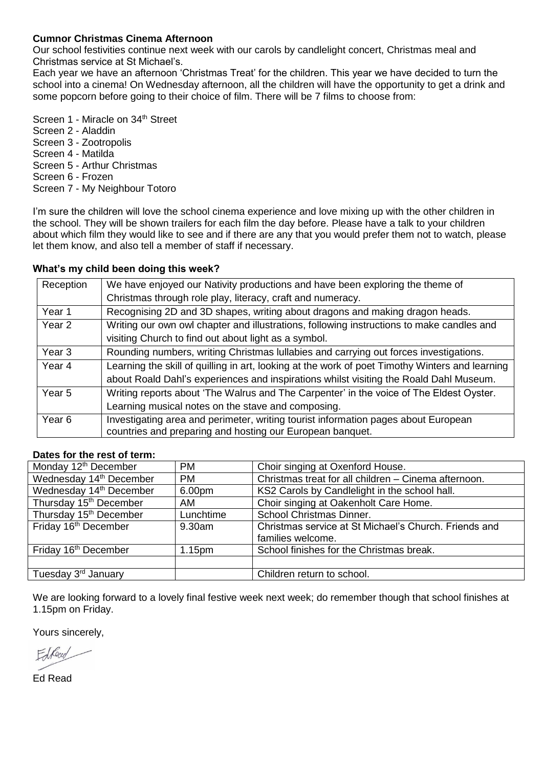**Cumnor Christmas Cinema Afternoon**

Our school festivities continue next week with our carols by candlelight concert, Christmas meal and Christmas service at St Michael's.

Each year we have an afternoon 'Christmas Treat' for the children. This year we have decided to turn the school into a cinema! On Wednesday afternoon, all the children will have the opportunity to get a drink and some popcorn before going to their choice of film. There will be 7 films to choose from:

Screen 1 - Miracle on 34th Street
Screen 2 - Aladdin
Screen 3 - Zootropolis
Screen 4 - Matilda
Screen 5 - Arthur Christmas
Screen 6 - Frozen
Screen 7 - My Neighbour Totoro

I'm sure the children will love the school cinema experience and love mixing up with the other children in the school. They will be shown trailers for each film the day before. Please have a talk to your children about which film they would like to see and if there are any that you would prefer them not to watch, please let them know, and also tell a member of staff if necessary.

**What's my child been doing this week?**

| | |
|---|---|
| Reception | We have enjoyed our Nativity productions and have been exploring the theme of Christmas through role play, literacy, craft and numeracy. |
| Year 1 | Recognising 2D and 3D shapes, writing about dragons and making dragon heads. |
| Year 2 | Writing our own owl chapter and illustrations, following instructions to make candles and visiting Church to find out about light as a symbol. |
| Year 3 | Rounding numbers, writing Christmas lullabies and carrying out forces investigations. |
| Year 4 | Learning the skill of quilling in art, looking at the work of poet Timothy Winters and learning about Roald Dahl's experiences and inspirations whilst visiting the Roald Dahl Museum. |
| Year 5 | Writing reports about 'The Walrus and The Carpenter' in the voice of The Eldest Oyster. Learning musical notes on the stave and composing. |
| Year 6 | Investigating area and perimeter, writing tourist information pages about European countries and preparing and hosting our European banquet. |

**Dates for the rest of term:**

| | | |
|---|---|---|
| Monday 12th December | PM | Choir singing at Oxenford House. |
| Wednesday 14th December | PM | Christmas treat for all children – Cinema afternoon. |
| Wednesday 14th December | 6.00pm | KS2 Carols by Candlelight in the school hall. |
| Thursday 15th December | AM | Choir singing at Oakenholt Care Home. |
| Thursday 15th December | Lunchtime | School Christmas Dinner. |
| Friday 16th December | 9.30am | Christmas service at St Michael's Church. Friends and families welcome. |
| Friday 16th December | 1.15pm | School finishes for the Christmas break. |
| | | |
| Tuesday 3rd January | | Children return to school. |

We are looking forward to a lovely final festive week next week; do remember though that school finishes at 1.15pm on Friday.

Yours sincerely,

Ed Read